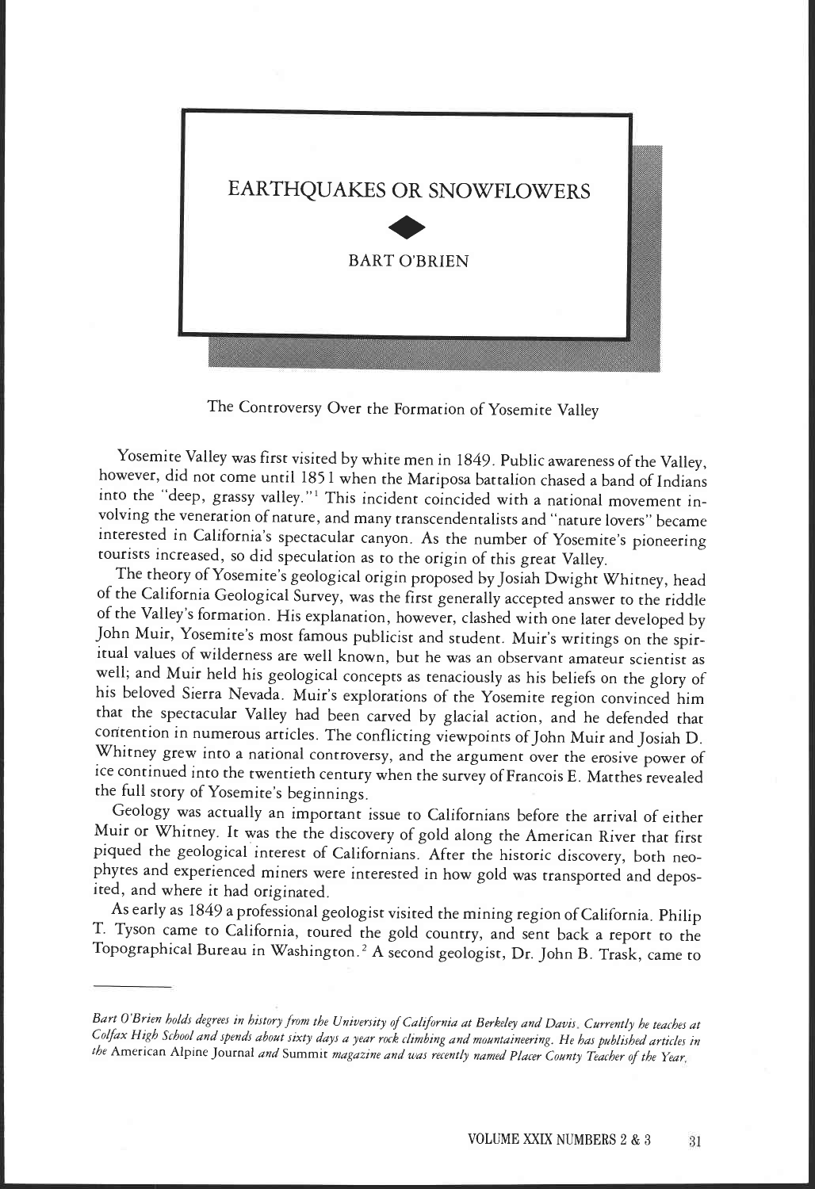# EARTHQUAKES OR SNOWFLOWERS

BART O'BRIEN

The Controversy Over the Formation of Yosemite Valley

Yosemite Valley was first visited by white men in 1849. Public awareness of the Valley, however, did not come until 1851 when the Mariposa battalion chased a band of Indians into the "deep, grassy valley."[1] This incident coincided with a national movement involving the veneration of nature, and many transcendentalists and "nature lovers" became interested in California's spectacular canyon. As the number of Yosemite's pioneering tourists increased, so did speculation as to the origin of this great Valley.

The theory of Yosemite's geological origin proposed by Josiah Dwight Whitney, head of the California Geological Survey, was the first generally accepted answer to the riddle of the Valley's formation. His explanation, however, clashed with one later developed by John Muir, Yosemite's most famous publicist and student. Muir's writings on the spiritual values of wilderness are well known, but he was an observant amateur scientist as well; and Muir held his geological concepts as tenaciously as his beliefs on the glory of his beloved Sierra Nevada. Muir's explorations of the Yosemite region convinced him that the spectacular Valley had been carved by glacial action, and he defended that contention in numerous articles. The conflicting viewpoints of John Muir and Josiah D. Whitney grew into a national controversy, and the argument over the erosive power of ice continued into the twentieth century when the survey of Francois E. Matthes revealed the full story of Yosemite's beginnings.

Geology was actually an important issue to Californians before the arrival of either Muir or Whitney. It was the the discovery of gold along the American River that first piqued the geological interest of Californians. After the historic discovery, both neophytes and experienced miners were interested in how gold was transported and deposited, and where it had originated.

As early as 1849 a professional geologist visited the mining region of California. Philip T. Tyson came to California, toured the gold country, and sent back a report to the Topographical Bureau in Washington.[2] A second geologist, Dr. John B. Trask, came to

---

*Bart O'Brien holds degrees in history from the University of California at Berkeley and Davis. Currently he teaches at Colfax High School and spends about sixty days a year rock climbing and mountaineering. He has published articles in the* American Alpine Journal *and* Summit *magazine and was recently named Placer County Teacher of the Year.*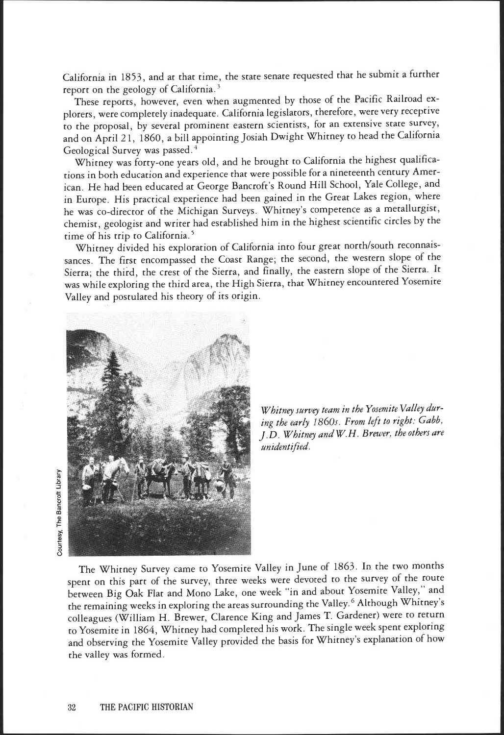California in 1853, and at that time, the state senate requested that he submit a further report on the geology of California.[3]

These reports, however, even when augmented by those of the Pacific Railroad explorers, were completely inadequate. California legislators, therefore, were very receptive to the proposal, by several prominent eastern scientists, for an extensive state survey, and on April 21, 1860, a bill appointing Josiah Dwight Whitney to head the California Geological Survey was passed.[4]

Whitney was forty-one years old, and he brought to California the highest qualifications in both education and experience that were possible for a nineteenth century American. He had been educated at George Bancroft's Round Hill School, Yale College, and in Europe. His practical experience had been gained in the Great Lakes region, where he was co-director of the Michigan Surveys. Whitney's competence as a metallurgist, chemist, geologist and writer had established him in the highest scientific circles by the time of his trip to California.[5]

Whitney divided his exploration of California into four great north/south reconnaissances. The first encompassed the Coast Range; the second, the western slope of the Sierra; the third, the crest of the Sierra, and finally, the eastern slope of the Sierra. It was while exploring the third area, the High Sierra, that Whitney encountered Yosemite Valley and postulated his theory of its origin.

*Whitney survey team in the Yosemite Valley during the early 1860s. From left to right: Gabb, J.D. Whitney and W.H. Brewer, the others are unidentified.*

Courtesy, The Bancroft Library

The Whitney Survey came to Yosemite Valley in June of 1863. In the two months spent on this part of the survey, three weeks were devoted to the survey of the route between Big Oak Flat and Mono Lake, one week "in and about Yosemite Valley," and the remaining weeks in exploring the areas surrounding the Valley.[6] Although Whitney's colleagues (William H. Brewer, Clarence King and James T. Gardener) were to return to Yosemite in 1864, Whitney had completed his work. The single week spent exploring and observing the Yosemite Valley provided the basis for Whitney's explanation of how the valley was formed.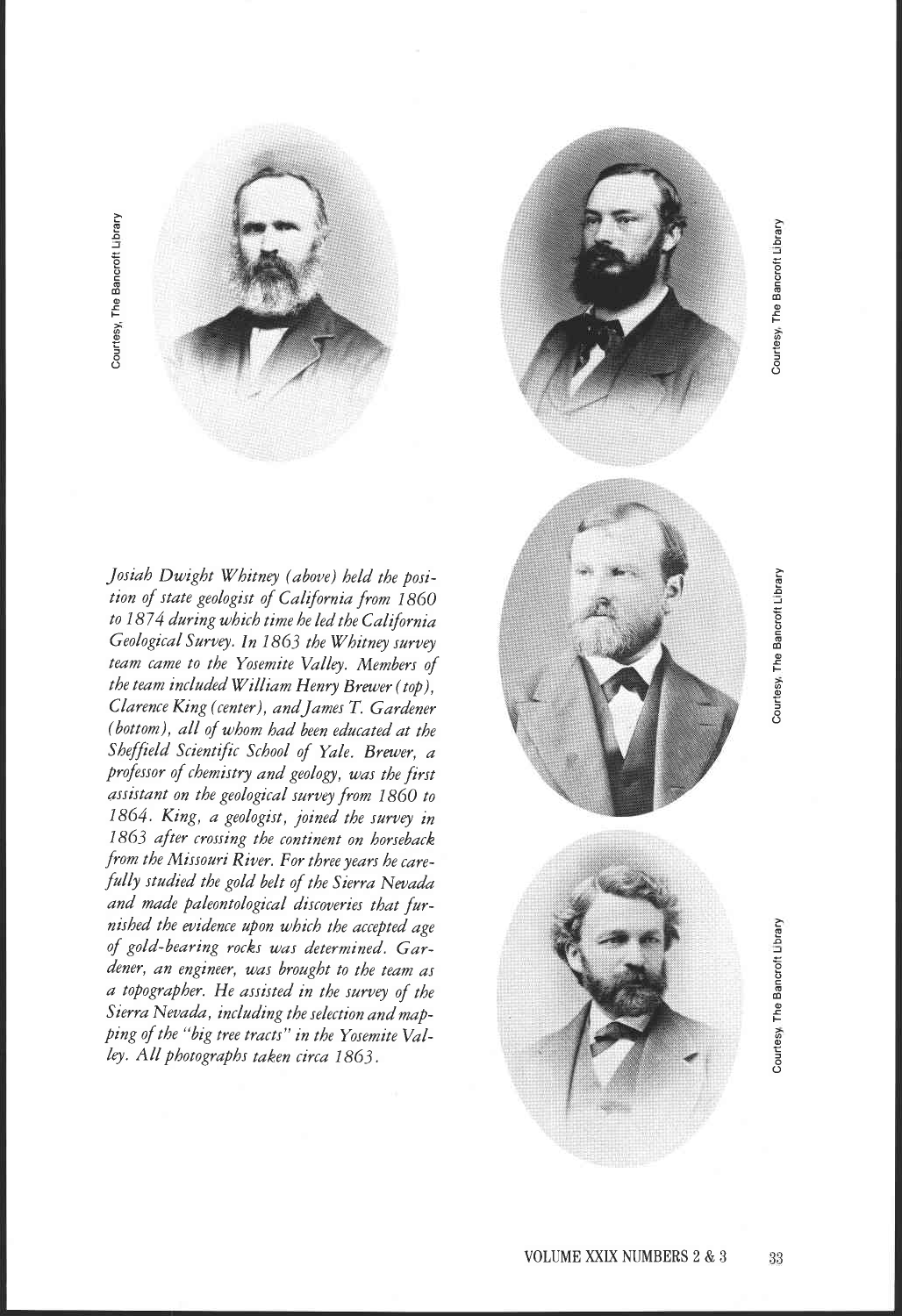Courtesy, The Bancroft Library

Courtesy, The Bancroft Library

Courtesy, The Bancroft Library

Courtesy, The Bancroft Library

*Josiah Dwight Whitney (above) held the position of state geologist of California from 1860 to 1874 during which time he led the California Geological Survey. In 1863 the Whitney survey team came to the Yosemite Valley. Members of the team included William Henry Brewer (top), Clarence King (center), and James T. Gardener (bottom), all of whom had been educated at the Sheffield Scientific School of Yale. Brewer, a professor of chemistry and geology, was the first assistant on the geological survey from 1860 to 1864. King, a geologist, joined the survey in 1863 after crossing the continent on horseback from the Missouri River. For three years he carefully studied the gold belt of the Sierra Nevada and made paleontological discoveries that furnished the evidence upon which the accepted age of gold-bearing rocks was determined. Gardener, an engineer, was brought to the team as a topographer. He assisted in the survey of the Sierra Nevada, including the selection and mapping of the "big tree tracts" in the Yosemite Valley. All photographs taken circa 1863.*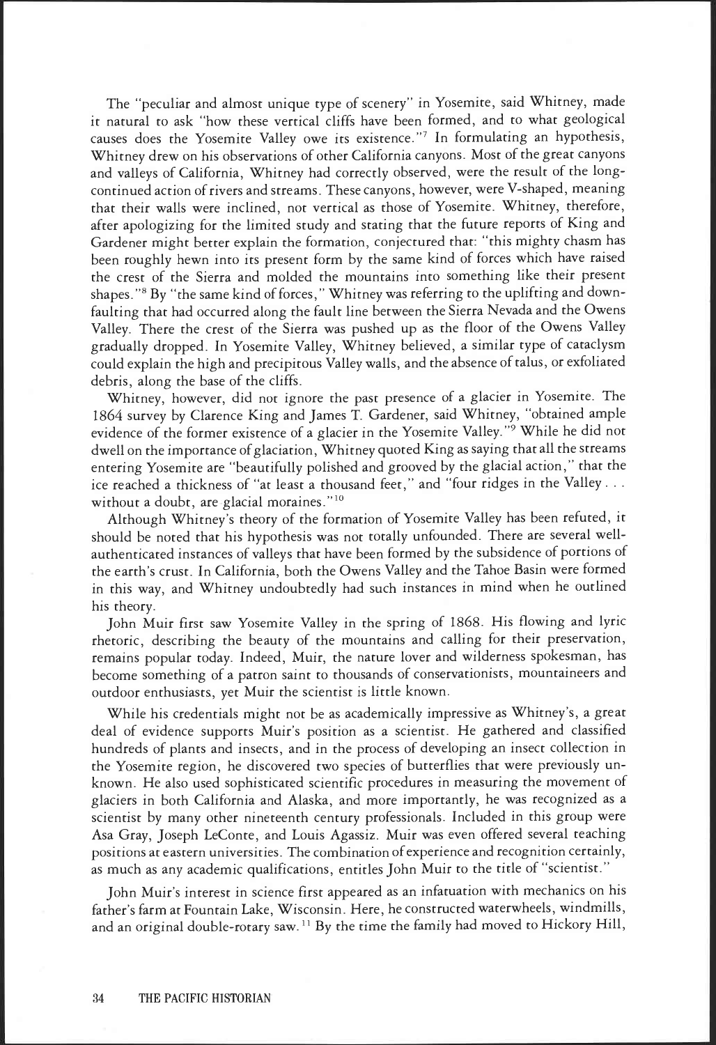The "peculiar and almost unique type of scenery" in Yosemite, said Whitney, made it natural to ask "how these vertical cliffs have been formed, and to what geological causes does the Yosemite Valley owe its existence."[7] In formulating an hypothesis, Whitney drew on his observations of other California canyons. Most of the great canyons and valleys of California, Whitney had correctly observed, were the result of the long-continued action of rivers and streams. These canyons, however, were V-shaped, meaning that their walls were inclined, not vertical as those of Yosemite. Whitney, therefore, after apologizing for the limited study and stating that the future reports of King and Gardener might better explain the formation, conjectured that: "this mighty chasm has been roughly hewn into its present form by the same kind of forces which have raised the crest of the Sierra and molded the mountains into something like their present shapes."[8] By "the same kind of forces," Whitney was referring to the uplifting and down-faulting that had occurred along the fault line between the Sierra Nevada and the Owens Valley. There the crest of the Sierra was pushed up as the floor of the Owens Valley gradually dropped. In Yosemite Valley, Whitney believed, a similar type of cataclysm could explain the high and precipitous Valley walls, and the absence of talus, or exfoliated debris, along the base of the cliffs.

Whitney, however, did not ignore the past presence of a glacier in Yosemite. The 1864 survey by Clarence King and James T. Gardener, said Whitney, "obtained ample evidence of the former existence of a glacier in the Yosemite Valley."[9] While he did not dwell on the importance of glaciation, Whitney quoted King as saying that all the streams entering Yosemite are "beautifully polished and grooved by the glacial action," that the ice reached a thickness of "at least a thousand feet," and "four ridges in the Valley . . . without a doubt, are glacial moraines."[10]

Although Whitney's theory of the formation of Yosemite Valley has been refuted, it should be noted that his hypothesis was not totally unfounded. There are several well-authenticated instances of valleys that have been formed by the subsidence of portions of the earth's crust. In California, both the Owens Valley and the Tahoe Basin were formed in this way, and Whitney undoubtedly had such instances in mind when he outlined his theory.

John Muir first saw Yosemite Valley in the spring of 1868. His flowing and lyric rhetoric, describing the beauty of the mountains and calling for their preservation, remains popular today. Indeed, Muir, the nature lover and wilderness spokesman, has become something of a patron saint to thousands of conservationists, mountaineers and outdoor enthusiasts, yet Muir the scientist is little known.

While his credentials might not be as academically impressive as Whitney's, a great deal of evidence supports Muir's position as a scientist. He gathered and classified hundreds of plants and insects, and in the process of developing an insect collection in the Yosemite region, he discovered two species of butterflies that were previously unknown. He also used sophisticated scientific procedures in measuring the movement of glaciers in both California and Alaska, and more importantly, he was recognized as a scientist by many other nineteenth century professionals. Included in this group were Asa Gray, Joseph LeConte, and Louis Agassiz. Muir was even offered several teaching positions at eastern universities. The combination of experience and recognition certainly, as much as any academic qualifications, entitles John Muir to the title of "scientist."

John Muir's interest in science first appeared as an infatuation with mechanics on his father's farm at Fountain Lake, Wisconsin. Here, he constructed waterwheels, windmills, and an original double-rotary saw.[11] By the time the family had moved to Hickory Hill,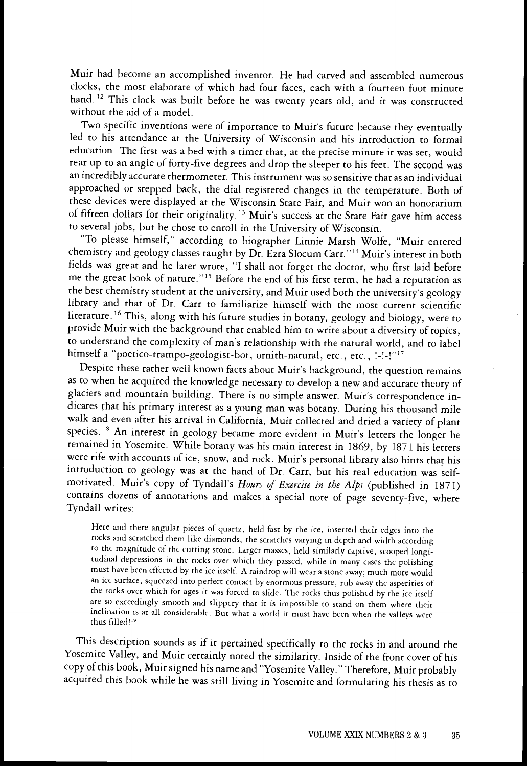Muir had become an accomplished inventor. He had carved and assembled numerous clocks, the most elaborate of which had four faces, each with a fourteen foot minute hand.[12] This clock was built before he was twenty years old, and it was constructed without the aid of a model.

Two specific inventions were of importance to Muir's future because they eventually led to his attendance at the University of Wisconsin and his introduction to formal education. The first was a bed with a timer that, at the precise minute it was set, would rear up to an angle of forty-five degrees and drop the sleeper to his feet. The second was an incredibly accurate thermometer. This instrument was so sensitive that as an individual approached or stepped back, the dial registered changes in the temperature. Both of these devices were displayed at the Wisconsin State Fair, and Muir won an honorarium of fifteen dollars for their originality.[13] Muir's success at the State Fair gave him access to several jobs, but he chose to enroll in the University of Wisconsin.

"To please himself," according to biographer Linnie Marsh Wolfe, "Muir entered chemistry and geology classes taught by Dr. Ezra Slocum Carr."[14] Muir's interest in both fields was great and he later wrote, "I shall not forget the doctor, who first laid before me the great book of nature."[15] Before the end of his first term, he had a reputation as the best chemistry student at the university, and Muir used both the university's geology library and that of Dr. Carr to familiarize himself with the most current scientific literature.[16] This, along with his future studies in botany, geology and biology, were to provide Muir with the background that enabled him to write about a diversity of topics, to understand the complexity of man's relationship with the natural world, and to label himself a "poetico-trampo-geologist-bot, ornith-natural, etc., etc., !-!-!"[17]

Despite these rather well known facts about Muir's background, the question remains as to when he acquired the knowledge necessary to develop a new and accurate theory of glaciers and mountain building. There is no simple answer. Muir's correspondence indicates that his primary interest as a young man was botany. During his thousand mile walk and even after his arrival in California, Muir collected and dried a variety of plant species.[18] An interest in geology became more evident in Muir's letters the longer he remained in Yosemite. While botany was his main interest in 1869, by 1871 his letters were rife with accounts of ice, snow, and rock. Muir's personal library also hints that his introduction to geology was at the hand of Dr. Carr, but his real education was self-motivated. Muir's copy of Tyndall's *Hours of Exercise in the Alps* (published in 1871) contains dozens of annotations and makes a special note of page seventy-five, where Tyndall writes:

> Here and there angular pieces of quartz, held fast by the ice, inserted their edges into the rocks and scratched them like diamonds, the scratches varying in depth and width according to the magnitude of the cutting stone. Larger masses, held similarly captive, scooped longitudinal depressions in the rocks over which they passed, while in many cases the polishing must have been effected by the ice itself. A raindrop will wear a stone away; much more would an ice surface, squeezed into perfect contact by enormous pressure, rub away the asperities of the rocks over which for ages it was forced to slide. The rocks thus polished by the ice itself are so exceedingly smooth and slippery that it is impossible to stand on them where their inclination is at all considerable. But what a world it must have been when the valleys were thus filled![19]

This description sounds as if it pertained specifically to the rocks in and around the Yosemite Valley, and Muir certainly noted the similarity. Inside of the front cover of his copy of this book, Muir signed his name and "Yosemite Valley." Therefore, Muir probably acquired this book while he was still living in Yosemite and formulating his thesis as to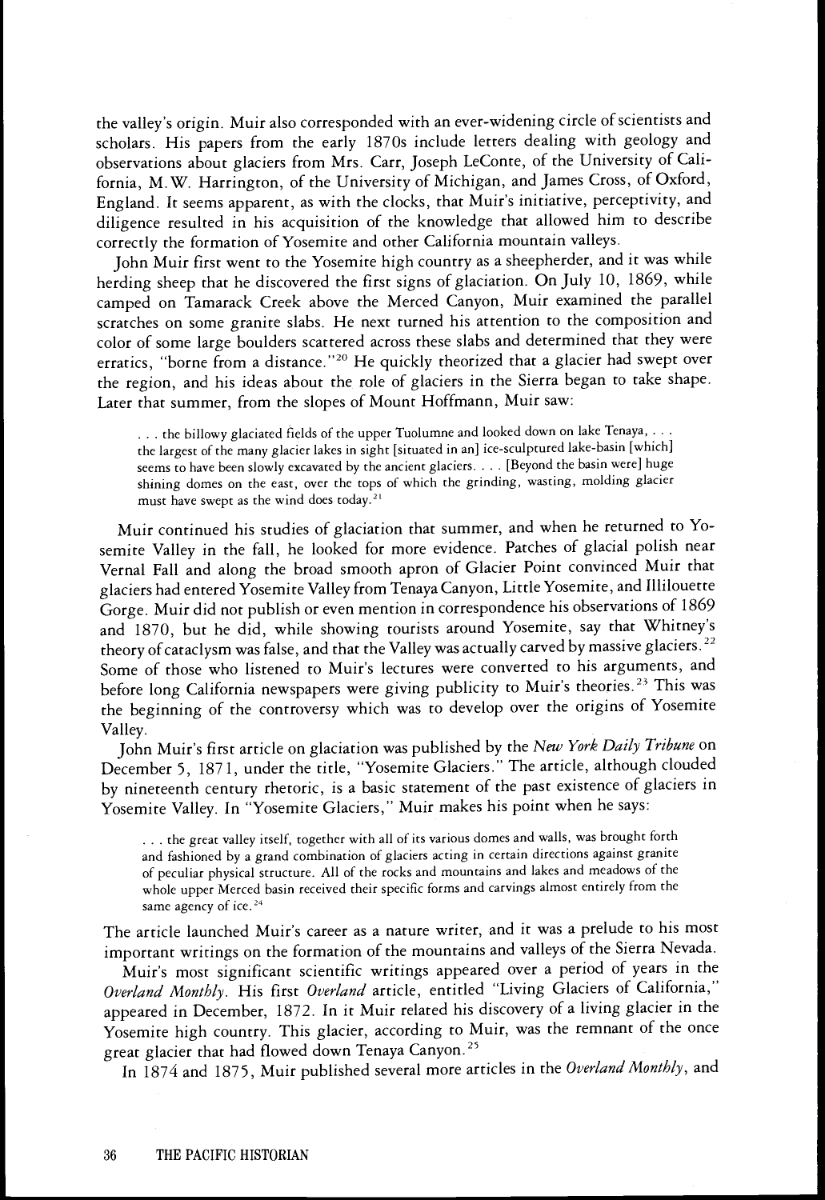the valley's origin. Muir also corresponded with an ever-widening circle of scientists and scholars. His papers from the early 1870s include letters dealing with geology and observations about glaciers from Mrs. Carr, Joseph LeConte, of the University of California, M.W. Harrington, of the University of Michigan, and James Cross, of Oxford, England. It seems apparent, as with the clocks, that Muir's initiative, perceptivity, and diligence resulted in his acquisition of the knowledge that allowed him to describe correctly the formation of Yosemite and other California mountain valleys.

John Muir first went to the Yosemite high country as a sheepherder, and it was while herding sheep that he discovered the first signs of glaciation. On July 10, 1869, while camped on Tamarack Creek above the Merced Canyon, Muir examined the parallel scratches on some granite slabs. He next turned his attention to the composition and color of some large boulders scattered across these slabs and determined that they were erratics, "borne from a distance."[20] He quickly theorized that a glacier had swept over the region, and his ideas about the role of glaciers in the Sierra began to take shape. Later that summer, from the slopes of Mount Hoffmann, Muir saw:

> . . . the billowy glaciated fields of the upper Tuolumne and looked down on lake Tenaya, . . . the largest of the many glacier lakes in sight [situated in an] ice-sculptured lake-basin [which] seems to have been slowly excavated by the ancient glaciers. . . . [Beyond the basin were] huge shining domes on the east, over the tops of which the grinding, wasting, molding glacier must have swept as the wind does today.[21]

Muir continued his studies of glaciation that summer, and when he returned to Yosemite Valley in the fall, he looked for more evidence. Patches of glacial polish near Vernal Fall and along the broad smooth apron of Glacier Point convinced Muir that glaciers had entered Yosemite Valley from Tenaya Canyon, Little Yosemite, and Illilouette Gorge. Muir did not publish or even mention in correspondence his observations of 1869 and 1870, but he did, while showing tourists around Yosemite, say that Whitney's theory of cataclysm was false, and that the Valley was actually carved by massive glaciers.[22] Some of those who listened to Muir's lectures were converted to his arguments, and before long California newspapers were giving publicity to Muir's theories.[23] This was the beginning of the controversy which was to develop over the origins of Yosemite Valley.

John Muir's first article on glaciation was published by the *New York Daily Tribune* on December 5, 1871, under the title, "Yosemite Glaciers." The article, although clouded by nineteenth century rhetoric, is a basic statement of the past existence of glaciers in Yosemite Valley. In "Yosemite Glaciers," Muir makes his point when he says:

> . . . the great valley itself, together with all of its various domes and walls, was brought forth and fashioned by a grand combination of glaciers acting in certain directions against granite of peculiar physical structure. All of the rocks and mountains and lakes and meadows of the whole upper Merced basin received their specific forms and carvings almost entirely from the same agency of ice.[24]

The article launched Muir's career as a nature writer, and it was a prelude to his most important writings on the formation of the mountains and valleys of the Sierra Nevada.

Muir's most significant scientific writings appeared over a period of years in the *Overland Monthly*. His first *Overland* article, entitled "Living Glaciers of California," appeared in December, 1872. In it Muir related his discovery of a living glacier in the Yosemite high country. This glacier, according to Muir, was the remnant of the once great glacier that had flowed down Tenaya Canyon.[25]

In 1874 and 1875, Muir published several more articles in the *Overland Monthly*, and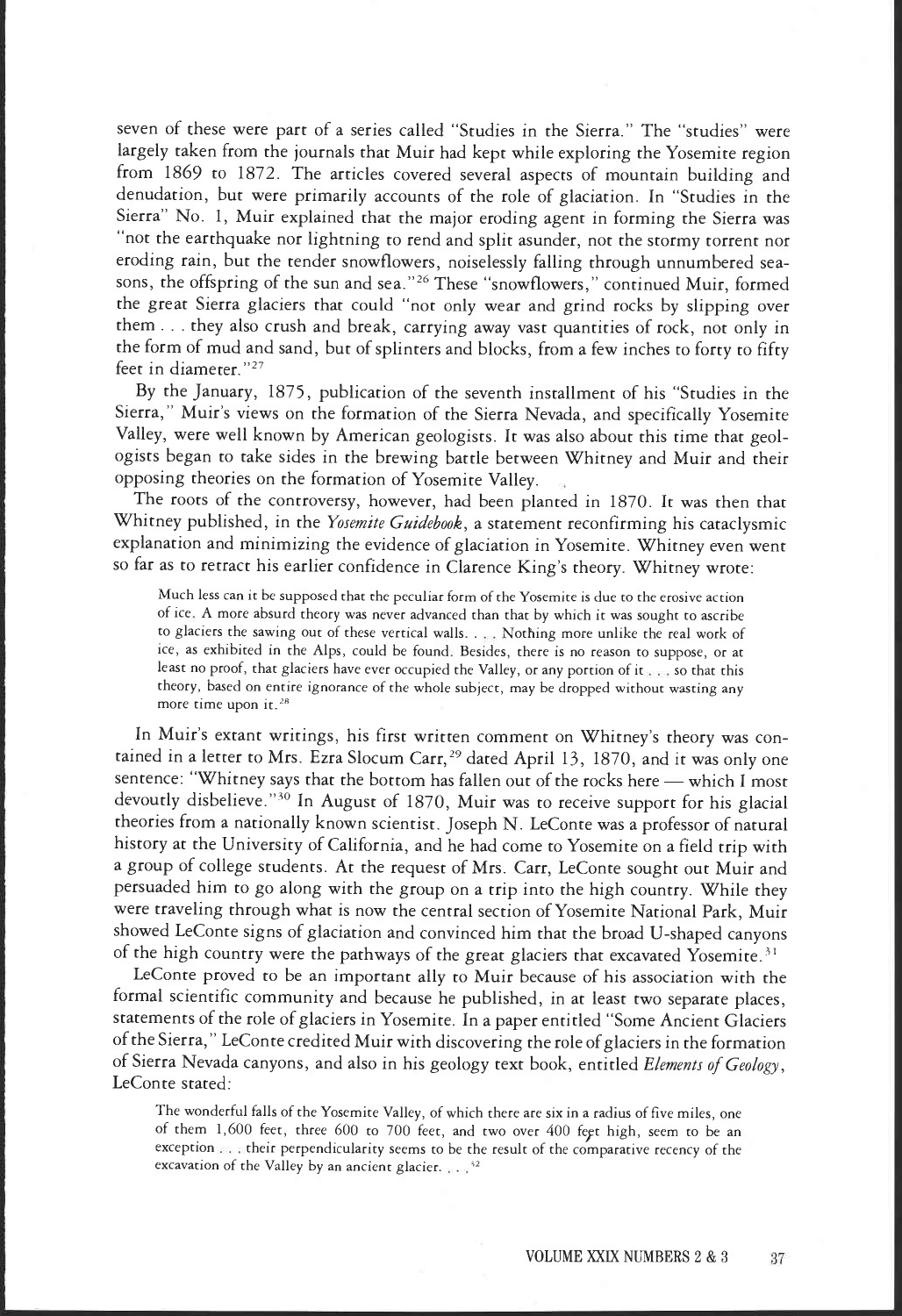seven of these were part of a series called "Studies in the Sierra." The "studies" were largely taken from the journals that Muir had kept while exploring the Yosemite region from 1869 to 1872. The articles covered several aspects of mountain building and denudation, but were primarily accounts of the role of glaciation. In "Studies in the Sierra" No. 1, Muir explained that the major eroding agent in forming the Sierra was "not the earthquake nor lightning to rend and split asunder, not the stormy torrent nor eroding rain, but the tender snowflowers, noiselessly falling through unnumbered seasons, the offspring of the sun and sea."[26] These "snowflowers," continued Muir, formed the great Sierra glaciers that could "not only wear and grind rocks by slipping over them . . . they also crush and break, carrying away vast quantities of rock, not only in the form of mud and sand, but of splinters and blocks, from a few inches to forty to fifty feet in diameter."[27]

By the January, 1875, publication of the seventh installment of his "Studies in the Sierra," Muir's views on the formation of the Sierra Nevada, and specifically Yosemite Valley, were well known by American geologists. It was also about this time that geologists began to take sides in the brewing battle between Whitney and Muir and their opposing theories on the formation of Yosemite Valley.

The roots of the controversy, however, had been planted in 1870. It was then that Whitney published, in the *Yosemite Guidebook*, a statement reconfirming his cataclysmic explanation and minimizing the evidence of glaciation in Yosemite. Whitney even went so far as to retract his earlier confidence in Clarence King's theory. Whitney wrote:

> Much less can it be supposed that the peculiar form of the Yosemite is due to the erosive action of ice. A more absurd theory was never advanced than that by which it was sought to ascribe to glaciers the sawing out of these vertical walls. . . . Nothing more unlike the real work of ice, as exhibited in the Alps, could be found. Besides, there is no reason to suppose, or at least no proof, that glaciers have ever occupied the Valley, or any portion of it . . . so that this theory, based on entire ignorance of the whole subject, may be dropped without wasting any more time upon it.[28]

In Muir's extant writings, his first written comment on Whitney's theory was contained in a letter to Mrs. Ezra Slocum Carr,[29] dated April 13, 1870, and it was only one sentence: "Whitney says that the bottom has fallen out of the rocks here — which I most devoutly disbelieve."[30] In August of 1870, Muir was to receive support for his glacial theories from a nationally known scientist. Joseph N. LeConte was a professor of natural history at the University of California, and he had come to Yosemite on a field trip with a group of college students. At the request of Mrs. Carr, LeConte sought out Muir and persuaded him to go along with the group on a trip into the high country. While they were traveling through what is now the central section of Yosemite National Park, Muir showed LeConte signs of glaciation and convinced him that the broad U-shaped canyons of the high country were the pathways of the great glaciers that excavated Yosemite.[31]

LeConte proved to be an important ally to Muir because of his association with the formal scientific community and because he published, in at least two separate places, statements of the role of glaciers in Yosemite. In a paper entitled "Some Ancient Glaciers of the Sierra," LeConte credited Muir with discovering the role of glaciers in the formation of Sierra Nevada canyons, and also in his geology text book, entitled *Elements of Geology*, LeConte stated:

> The wonderful falls of the Yosemite Valley, of which there are six in a radius of five miles, one of them 1,600 feet, three 600 to 700 feet, and two over 400 feet high, seem to be an exception . . . their perpendicularity seems to be the result of the comparative recency of the excavation of the Valley by an ancient glacier. . . .[32]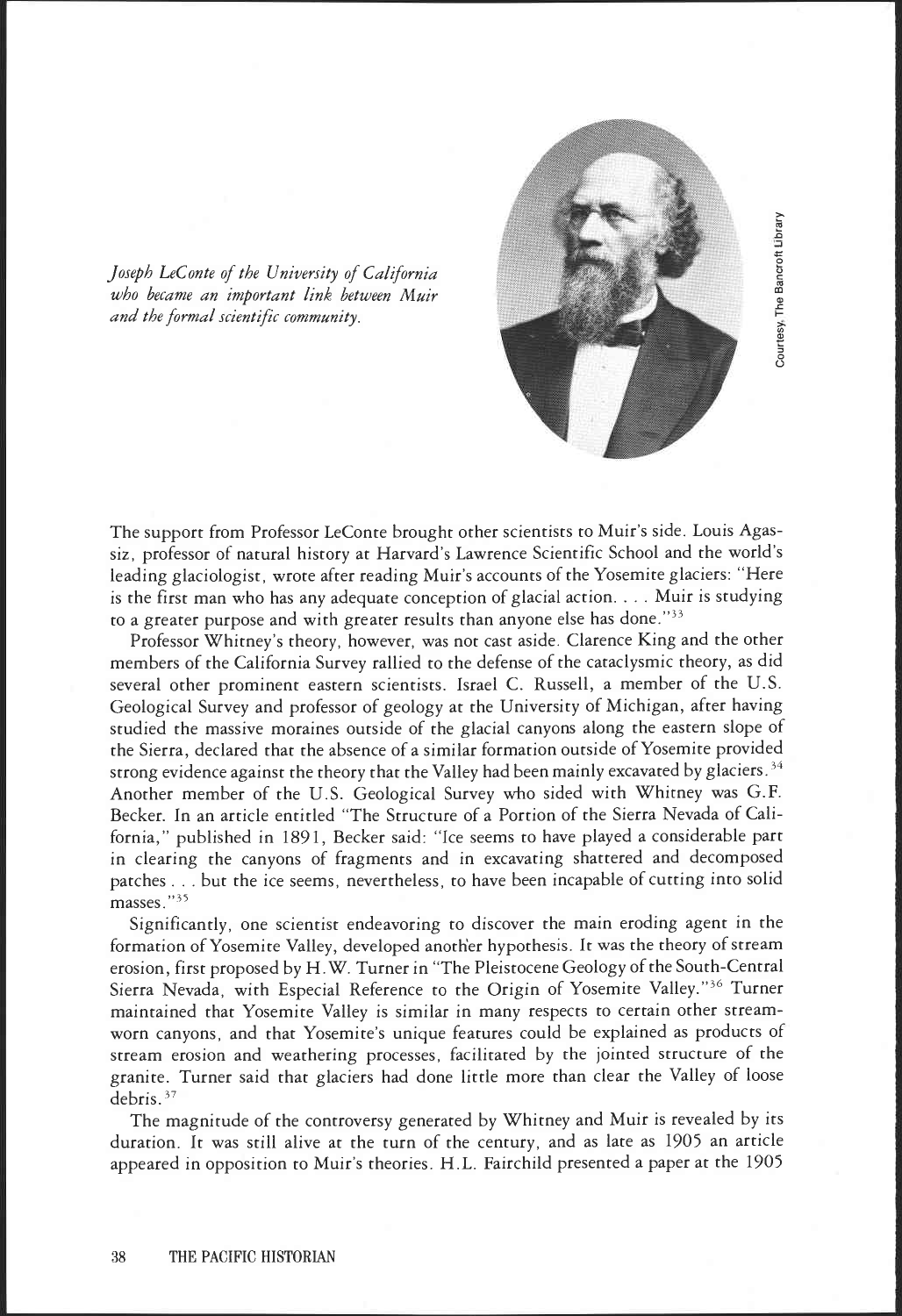*Joseph LeConte of the University of California who became an important link between Muir and the formal scientific community.*

Courtesy, The Bancroft Library

The support from Professor LeConte brought other scientists to Muir's side. Louis Agassiz, professor of natural history at Harvard's Lawrence Scientific School and the world's leading glaciologist, wrote after reading Muir's accounts of the Yosemite glaciers: "Here is the first man who has any adequate conception of glacial action. . . . Muir is studying to a greater purpose and with greater results than anyone else has done."[33]

Professor Whitney's theory, however, was not cast aside. Clarence King and the other members of the California Survey rallied to the defense of the cataclysmic theory, as did several other prominent eastern scientists. Israel C. Russell, a member of the U.S. Geological Survey and professor of geology at the University of Michigan, after having studied the massive moraines outside of the glacial canyons along the eastern slope of the Sierra, declared that the absence of a similar formation outside of Yosemite provided strong evidence against the theory that the Valley had been mainly excavated by glaciers.[34] Another member of the U.S. Geological Survey who sided with Whitney was G.F. Becker. In an article entitled "The Structure of a Portion of the Sierra Nevada of California," published in 1891, Becker said: "Ice seems to have played a considerable part in clearing the canyons of fragments and in excavating shattered and decomposed patches . . . but the ice seems, nevertheless, to have been incapable of cutting into solid masses."[35]

Significantly, one scientist endeavoring to discover the main eroding agent in the formation of Yosemite Valley, developed another hypothesis. It was the theory of stream erosion, first proposed by H.W. Turner in "The Pleistocene Geology of the South-Central Sierra Nevada, with Especial Reference to the Origin of Yosemite Valley."[36] Turner maintained that Yosemite Valley is similar in many respects to certain other stream-worn canyons, and that Yosemite's unique features could be explained as products of stream erosion and weathering processes, facilitated by the jointed structure of the granite. Turner said that glaciers had done little more than clear the Valley of loose debris.[37]

The magnitude of the controversy generated by Whitney and Muir is revealed by its duration. It was still alive at the turn of the century, and as late as 1905 an article appeared in opposition to Muir's theories. H.L. Fairchild presented a paper at the 1905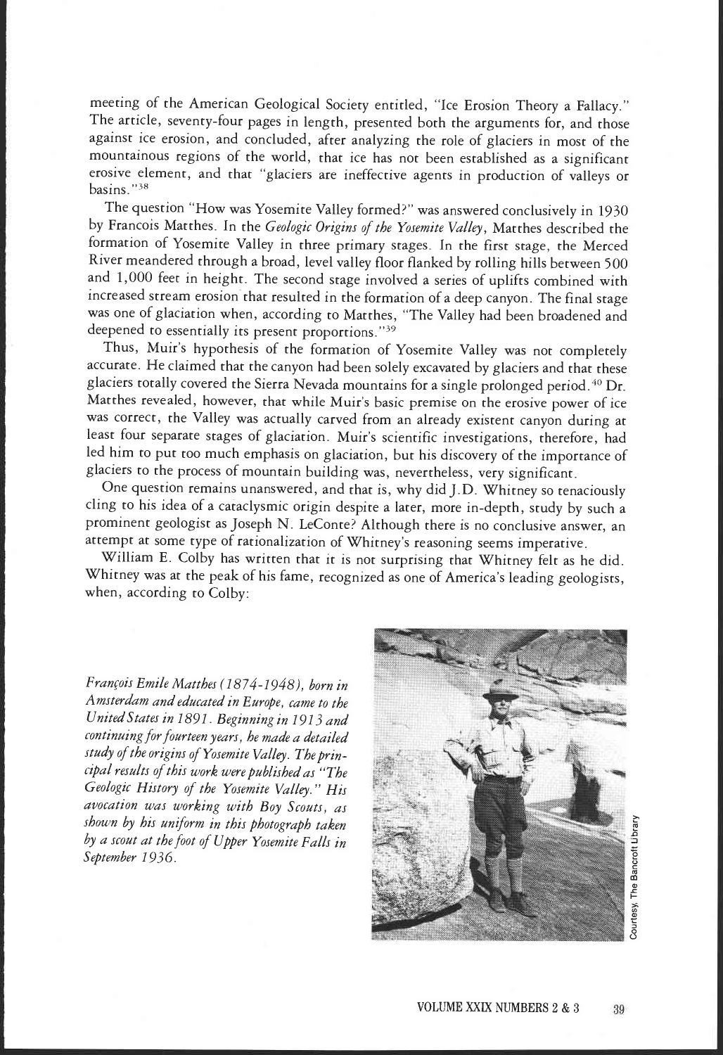meeting of the American Geological Society entitled, "Ice Erosion Theory a Fallacy." The article, seventy-four pages in length, presented both the arguments for, and those against ice erosion, and concluded, after analyzing the role of glaciers in most of the mountainous regions of the world, that ice has not been established as a significant erosive element, and that "glaciers are ineffective agents in production of valleys or basins."[38]

The question "How was Yosemite Valley formed?" was answered conclusively in 1930 by Francois Matthes. In the *Geologic Origins of the Yosemite Valley*, Matthes described the formation of Yosemite Valley in three primary stages. In the first stage, the Merced River meandered through a broad, level valley floor flanked by rolling hills between 500 and 1,000 feet in height. The second stage involved a series of uplifts combined with increased stream erosion that resulted in the formation of a deep canyon. The final stage was one of glaciation when, according to Matthes, "The Valley had been broadened and deepened to essentially its present proportions."[39]

Thus, Muir's hypothesis of the formation of Yosemite Valley was not completely accurate. He claimed that the canyon had been solely excavated by glaciers and that these glaciers totally covered the Sierra Nevada mountains for a single prolonged period.[40] Dr. Matthes revealed, however, that while Muir's basic premise on the erosive power of ice was correct, the Valley was actually carved from an already existent canyon during at least four separate stages of glaciation. Muir's scientific investigations, therefore, had led him to put too much emphasis on glaciation, but his discovery of the importance of glaciers to the process of mountain building was, nevertheless, very significant.

One question remains unanswered, and that is, why did J.D. Whitney so tenaciously cling to his idea of a cataclysmic origin despite a later, more in-depth, study by such a prominent geologist as Joseph N. LeConte? Although there is no conclusive answer, an attempt at some type of rationalization of Whitney's reasoning seems imperative.

William E. Colby has written that it is not surprising that Whitney felt as he did. Whitney was at the peak of his fame, recognized as one of America's leading geologists, when, according to Colby:

*François Emile Matthes (1874-1948), born in Amsterdam and educated in Europe, came to the United States in 1891. Beginning in 1913 and continuing for fourteen years, he made a detailed study of the origins of Yosemite Valley. The principal results of this work were published as "The Geologic History of the Yosemite Valley." His avocation was working with Boy Scouts, as shown by his uniform in this photograph taken by a scout at the foot of Upper Yosemite Falls in September 1936.*

Courtesy, The Bancroft Library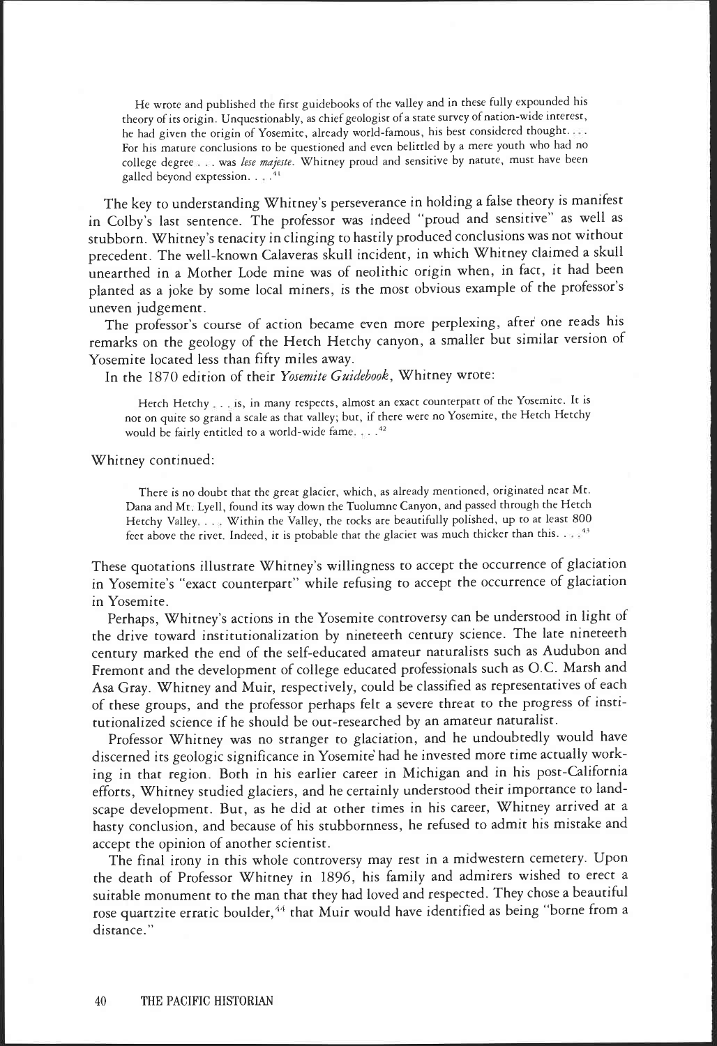> He wrote and published the first guidebooks of the valley and in these fully expounded his theory of its origin. Unquestionably, as chief geologist of a state survey of nation-wide interest, he had given the origin of Yosemite, already world-famous, his best considered thought. . . . For his mature conclusions to be questioned and even belittled by a mere youth who had no college degree . . . was *lese majeste*. Whitney proud and sensitive by nature, must have been galled beyond expression. . . .[41]

The key to understanding Whitney's perseverance in holding a false theory is manifest in Colby's last sentence. The professor was indeed "proud and sensitive" as well as stubborn. Whitney's tenacity in clinging to hastily produced conclusions was not without precedent. The well-known Calaveras skull incident, in which Whitney claimed a skull unearthed in a Mother Lode mine was of neolithic origin when, in fact, it had been planted as a joke by some local miners, is the most obvious example of the professor's uneven judgement.

The professor's course of action became even more perplexing, after one reads his remarks on the geology of the Hetch Hetchy canyon, a smaller but similar version of Yosemite located less than fifty miles away.

In the 1870 edition of their *Yosemite Guidebook*, Whitney wrote:

> Hetch Hetchy . . . is, in many respects, almost an exact counterpart of the Yosemite. It is not on quite so grand a scale as that valley; but, if there were no Yosemite, the Hetch Hetchy would be fairly entitled to a world-wide fame. . . .[42]

Whitney continued:

> There is no doubt that the great glacier, which, as already mentioned, originated near Mt. Dana and Mt. Lyell, found its way down the Tuolumne Canyon, and passed through the Hetch Hetchy Valley. . . . Within the Valley, the rocks are beautifully polished, up to at least 800 feet above the river. Indeed, it is probable that the glacier was much thicker than this. . . .[43]

These quotations illustrate Whitney's willingness to accept the occurrence of glaciation in Yosemite's "exact counterpart" while refusing to accept the occurrence of glaciation in Yosemite.

Perhaps, Whitney's actions in the Yosemite controversy can be understood in light of the drive toward institutionalization by nineteeth century science. The late nineteeth century marked the end of the self-educated amateur naturalists such as Audubon and Fremont and the development of college educated professionals such as O.C. Marsh and Asa Gray. Whitney and Muir, respectively, could be classified as representatives of each of these groups, and the professor perhaps felt a severe threat to the progress of institutionalized science if he should be out-researched by an amateur naturalist.

Professor Whitney was no stranger to glaciation, and he undoubtedly would have discerned its geologic significance in Yosemite had he invested more time actually working in that region. Both in his earlier career in Michigan and in his post-California efforts, Whitney studied glaciers, and he certainly understood their importance to landscape development. But, as he did at other times in his career, Whitney arrived at a hasty conclusion, and because of his stubbornness, he refused to admit his mistake and accept the opinion of another scientist.

The final irony in this whole controversy may rest in a midwestern cemetery. Upon the death of Professor Whitney in 1896, his family and admirers wished to erect a suitable monument to the man that they had loved and respected. They chose a beautiful rose quartzite erratic boulder,[44] that Muir would have identified as being "borne from a distance."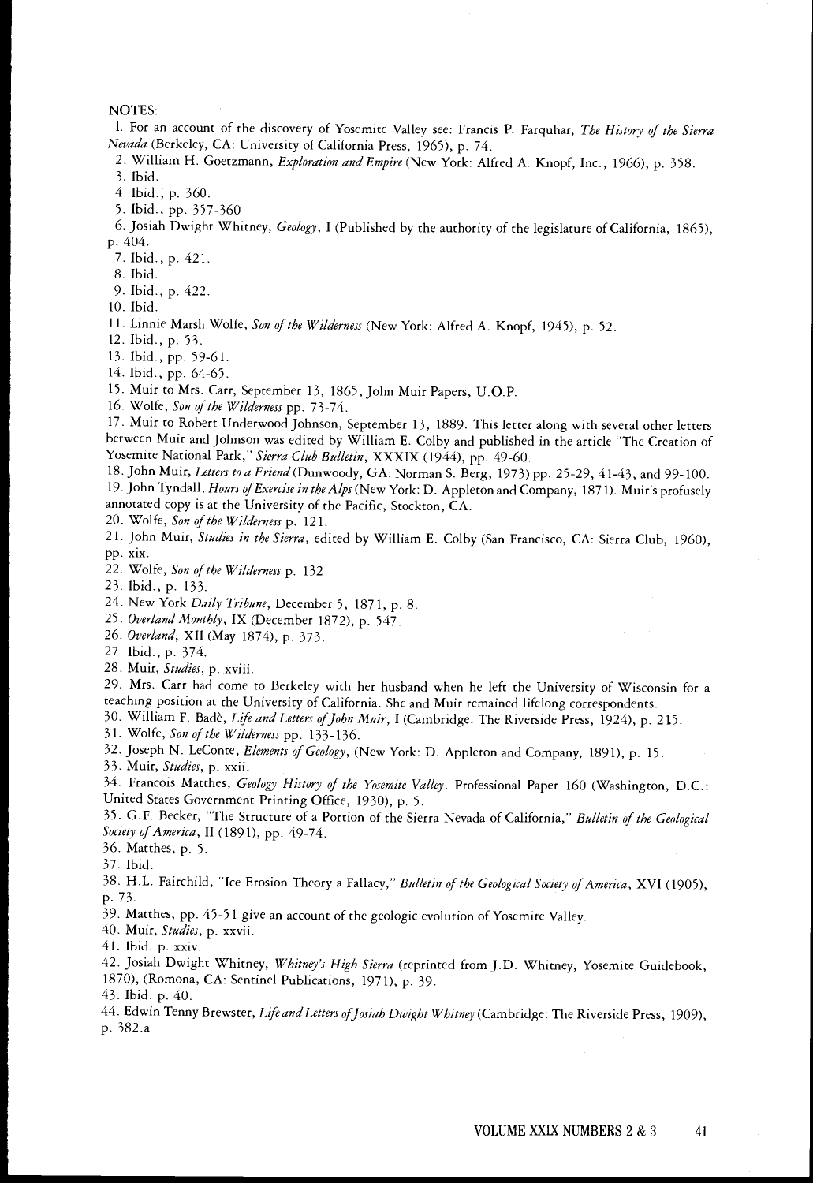NOTES:

1. For an account of the discovery of Yosemite Valley see: Francis P. Farquhar, *The History of the Sierra Nevada* (Berkeley, CA: University of California Press, 1965), p. 74.
2. William H. Goetzmann, *Exploration and Empire* (New York: Alfred A. Knopf, Inc., 1966), p. 358.
3. Ibid.
4. Ibid., p. 360.
5. Ibid., pp. 357-360
6. Josiah Dwight Whitney, *Geology*, I (Published by the authority of the legislature of California, 1865), p. 404.
7. Ibid., p. 421.
8. Ibid.
9. Ibid., p. 422.
10. Ibid.
11. Linnie Marsh Wolfe, *Son of the Wilderness* (New York: Alfred A. Knopf, 1945), p. 52.
12. Ibid., p. 53.
13. Ibid., pp. 59-61.
14. Ibid., pp. 64-65.
15. Muir to Mrs. Carr, September 13, 1865, John Muir Papers, U.O.P.
16. Wolfe, *Son of the Wilderness* pp. 73-74.
17. Muir to Robert Underwood Johnson, September 13, 1889. This letter along with several other letters between Muir and Johnson was edited by William E. Colby and published in the article "The Creation of Yosemite National Park," *Sierra Club Bulletin*, XXXIX (1944), pp. 49-60.
18. John Muir, *Letters to a Friend* (Dunwoody, GA: Norman S. Berg, 1973) pp. 25-29, 41-43, and 99-100.
19. John Tyndall, *Hours of Exercise in the Alps* (New York: D. Appleton and Company, 1871). Muir's profusely annotated copy is at the University of the Pacific, Stockton, CA.
20. Wolfe, *Son of the Wilderness* p. 121.
21. John Muir, *Studies in the Sierra*, edited by William E. Colby (San Francisco, CA: Sierra Club, 1960), pp. xix.
22. Wolfe, *Son of the Wilderness* p. 132
23. Ibid., p. 133.
24. New York *Daily Tribune*, December 5, 1871, p. 8.
25. *Overland Monthly*, IX (December 1872), p. 547.
26. *Overland*, XII (May 1874), p. 373.
27. Ibid., p. 374.
28. Muir, *Studies*, p. xviii.
29. Mrs. Carr had come to Berkeley with her husband when he left the University of Wisconsin for a teaching position at the University of California. She and Muir remained lifelong correspondents.
30. William F. Badè, *Life and Letters of John Muir*, I (Cambridge: The Riverside Press, 1924), p. 215.
31. Wolfe, *Son of the Wilderness* pp. 133-136.
32. Joseph N. LeConte, *Elements of Geology*, (New York: D. Appleton and Company, 1891), p. 15.
33. Muir, *Studies*, p. xxii.
34. Francois Matthes, *Geology History of the Yosemite Valley*. Professional Paper 160 (Washington, D.C.: United States Government Printing Office, 1930), p. 5.
35. G.F. Becker, "The Structure of a Portion of the Sierra Nevada of California," *Bulletin of the Geological Society of America*, II (1891), pp. 49-74.
36. Matthes, p. 5.
37. Ibid.
38. H.L. Fairchild, "Ice Erosion Theory a Fallacy," *Bulletin of the Geological Society of America*, XVI (1905), p. 73.
39. Matthes, pp. 45-51 give an account of the geologic evolution of Yosemite Valley.
40. Muir, *Studies*, p. xxvii.
41. Ibid. p. xxiv.
42. Josiah Dwight Whitney, *Whitney's High Sierra* (reprinted from J.D. Whitney, Yosemite Guidebook, 1870), (Romona, CA: Sentinel Publications, 1971), p. 39.
43. Ibid. p. 40.
44. Edwin Tenny Brewster, *Life and Letters of Josiah Dwight Whitney* (Cambridge: The Riverside Press, 1909), p. 382.a